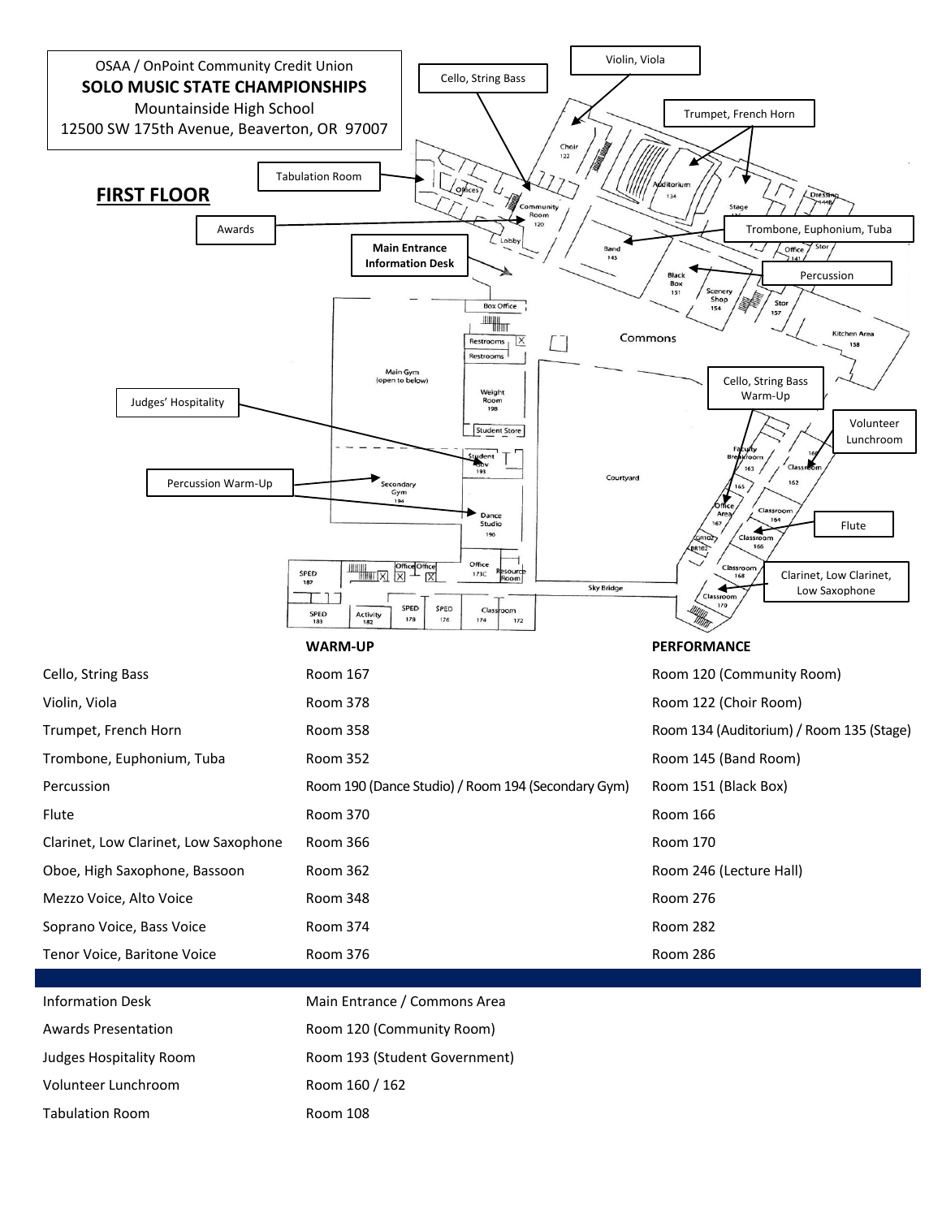OSAA / OnPoint Community Credit Union

**SOLO MUSIC STATE CHAMPIONSHIPS**

Mountainside High School

12500 SW 175th Avenue, Beaverton, OR 97007

## FIRST FLOOR

| | WARM-UP | PERFORMANCE |
|---|---|---|
| Cello, String Bass | Room 167 | Room 120 (Community Room) |
| Violin, Viola | Room 378 | Room 122 (Choir Room) |
| Trumpet, French Horn | Room 358 | Room 134 (Auditorium) / Room 135 (Stage) |
| Trombone, Euphonium, Tuba | Room 352 | Room 145 (Band Room) |
| Percussion | Room 190 (Dance Studio) / Room 194 (Secondary Gym) | Room 151 (Black Box) |
| Flute | Room 370 | Room 166 |
| Clarinet, Low Clarinet, Low Saxophone | Room 366 | Room 170 |
| Oboe, High Saxophone, Bassoon | Room 362 | Room 246 (Lecture Hall) |
| Mezzo Voice, Alto Voice | Room 348 | Room 276 |
| Soprano Voice, Bass Voice | Room 374 | Room 282 |
| Tenor Voice, Baritone Voice | Room 376 | Room 286 |

| | |
|---|---|
| Information Desk | Main Entrance / Commons Area |
| Awards Presentation | Room 120 (Community Room) |
| Judges Hospitality Room | Room 193 (Student Government) |
| Volunteer Lunchroom | Room 160 / 162 |
| Tabulation Room | Room 108 |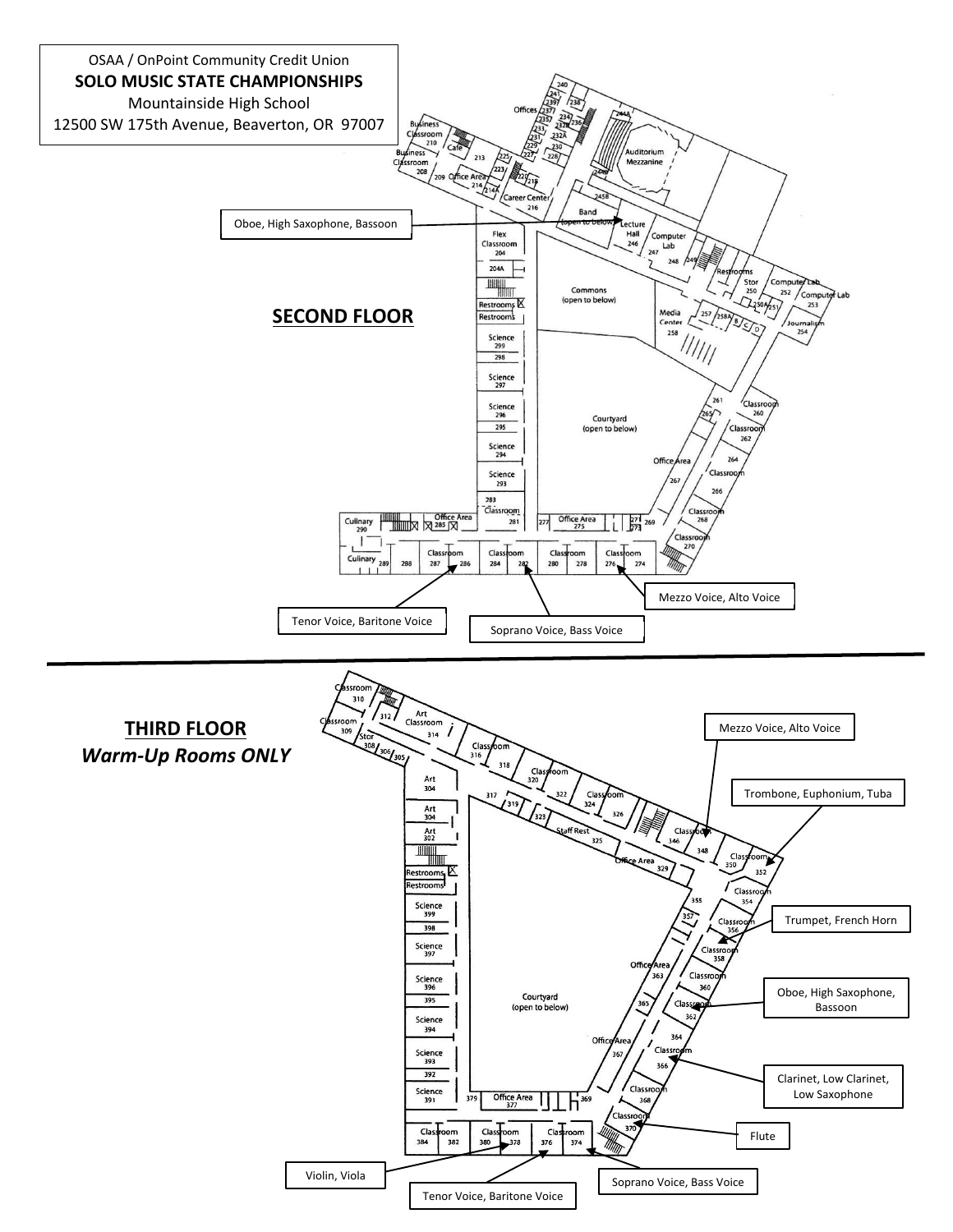OSAA / OnPoint Community Credit Union

**SOLO MUSIC STATE CHAMPIONSHIPS**

Mountainside High School

12500 SW 175th Avenue, Beaverton, OR 97007

## SECOND FLOOR

Oboe, High Saxophone, Bassoon

Tenor Voice, Baritone Voice

Soprano Voice, Bass Voice

Mezzo Voice, Alto Voice

## THIRD FLOOR

***Warm-Up Rooms ONLY***

Mezzo Voice, Alto Voice

Trombone, Euphonium, Tuba

Trumpet, French Horn

Oboe, High Saxophone, Bassoon

Clarinet, Low Clarinet, Low Saxophone

Flute

Violin, Viola

Tenor Voice, Baritone Voice

Soprano Voice, Bass Voice